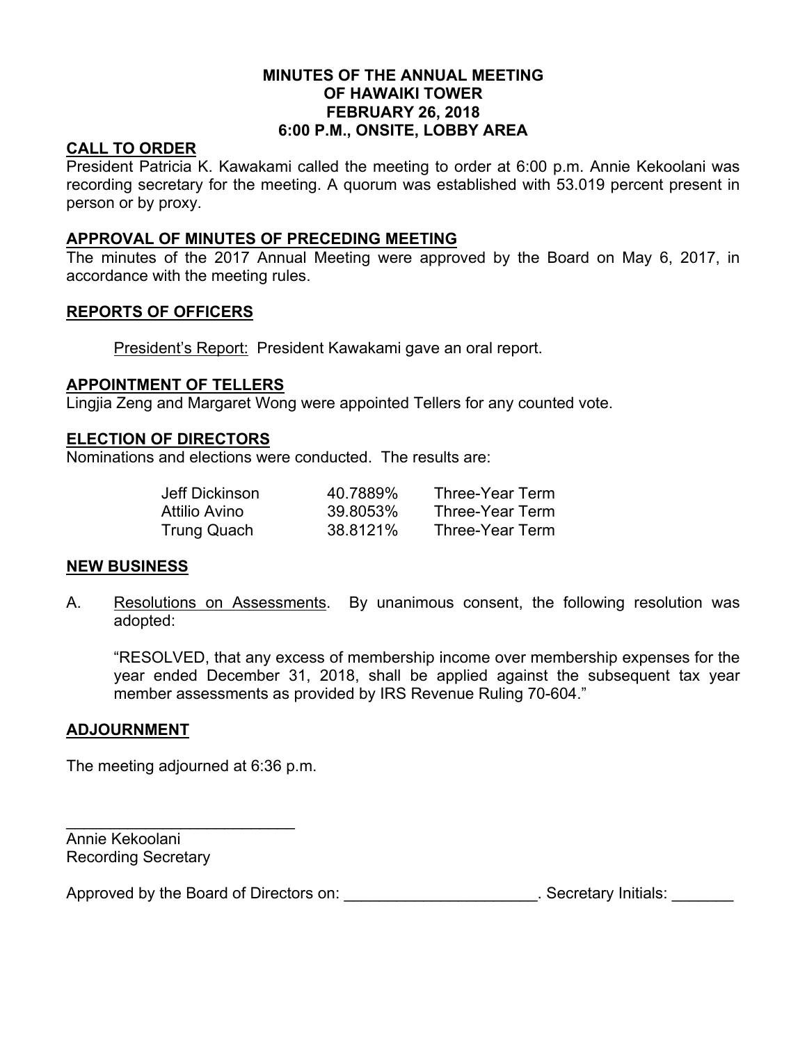# MINUTES OF THE ANNUAL MEETING OF HAWAIKI TOWER FEBRUARY 26, 2018 6:00 P.M., ONSITE, LOBBY AREA

## CALL TO ORDER

President Patricia K. Kawakami called the meeting to order at 6:00 p.m. Annie Kekoolani was recording secretary for the meeting. A quorum was established with 53.019 percent present in person or by proxy.

## APPROVAL OF MINUTES OF PRECEDING MEETING

The minutes of the 2017 Annual Meeting were approved by the Board on May 6, 2017, in accordance with the meeting rules.

## REPORTS OF OFFICERS

President's Report: President Kawakami gave an oral report.

## APPOINTMENT OF TELLERS

Lingjia Zeng and Margaret Wong were appointed Tellers for any counted vote.

## ELECTION OF DIRECTORS

Nominations and elections were conducted. The results are:

| | | |
|---|---|---|
| Jeff Dickinson | 40.7889% | Three-Year Term |
| Attilio Avino | 39.8053% | Three-Year Term |
| Trung Quach | 38.8121% | Three-Year Term |

## NEW BUSINESS

A. Resolutions on Assessments. By unanimous consent, the following resolution was adopted:

"RESOLVED, that any excess of membership income over membership expenses for the year ended December 31, 2018, shall be applied against the subsequent tax year member assessments as provided by IRS Revenue Ruling 70-604."

## ADJOURNMENT

The meeting adjourned at 6:36 p.m.

___________________________

Annie Kekoolani
Recording Secretary

Approved by the Board of Directors on: ______________________. Secretary Initials: _______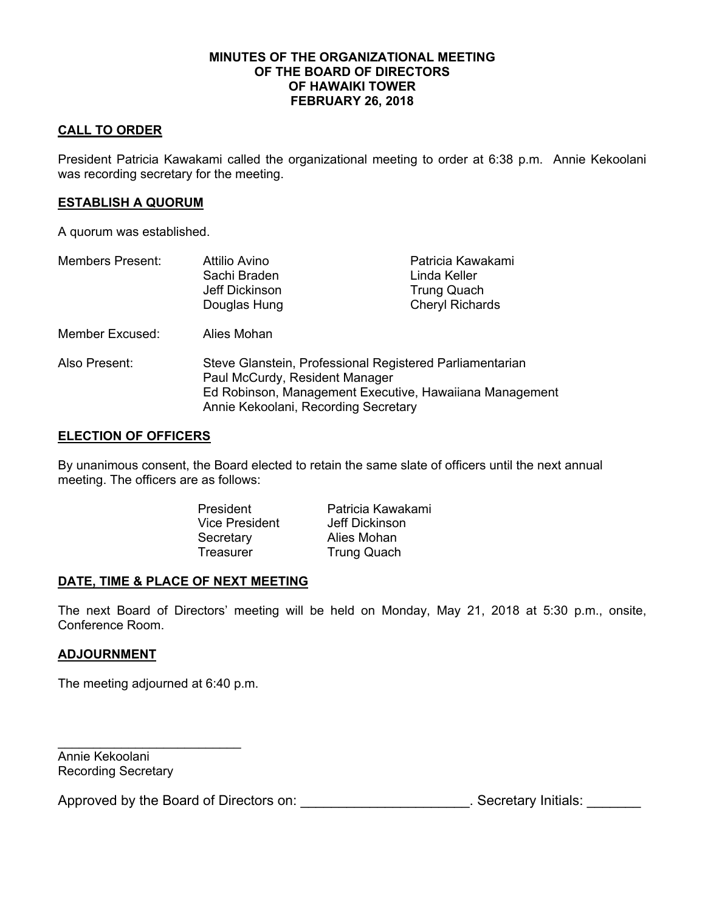**MINUTES OF THE ORGANIZATIONAL MEETING**
**OF THE BOARD OF DIRECTORS**
**OF HAWAIKI TOWER**
**FEBRUARY 26, 2018**

## CALL TO ORDER

President Patricia Kawakami called the organizational meeting to order at 6:38 p.m. Annie Kekoolani was recording secretary for the meeting.

## ESTABLISH A QUORUM

A quorum was established.

| | | |
|---|---|---|
| Members Present: | Attilio Avino | Patricia Kawakami |
| | Sachi Braden | Linda Keller |
| | Jeff Dickinson | Trung Quach |
| | Douglas Hung | Cheryl Richards |
| Member Excused: | Alies Mohan | |
| Also Present: | Steve Glanstein, Professional Registered Parliamentarian | |
| | Paul McCurdy, Resident Manager | |
| | Ed Robinson, Management Executive, Hawaiiana Management | |
| | Annie Kekoolani, Recording Secretary | |

## ELECTION OF OFFICERS

By unanimous consent, the Board elected to retain the same slate of officers until the next annual meeting. The officers are as follows:

| | |
|---|---|
| President | Patricia Kawakami |
| Vice President | Jeff Dickinson |
| Secretary | Alies Mohan |
| Treasurer | Trung Quach |

## DATE, TIME & PLACE OF NEXT MEETING

The next Board of Directors' meeting will be held on Monday, May 21, 2018 at 5:30 p.m., onsite, Conference Room.

## ADJOURNMENT

The meeting adjourned at 6:40 p.m.

\_\_\_\_\_\_\_\_\_\_\_\_\_\_\_\_\_\_\_\_\_\_\_\_\_\_
Annie Kekoolani
Recording Secretary

Approved by the Board of Directors on: \_\_\_\_\_\_\_\_\_\_\_\_\_\_\_\_\_\_\_\_\_\_. Secretary Initials: \_\_\_\_\_\_\_